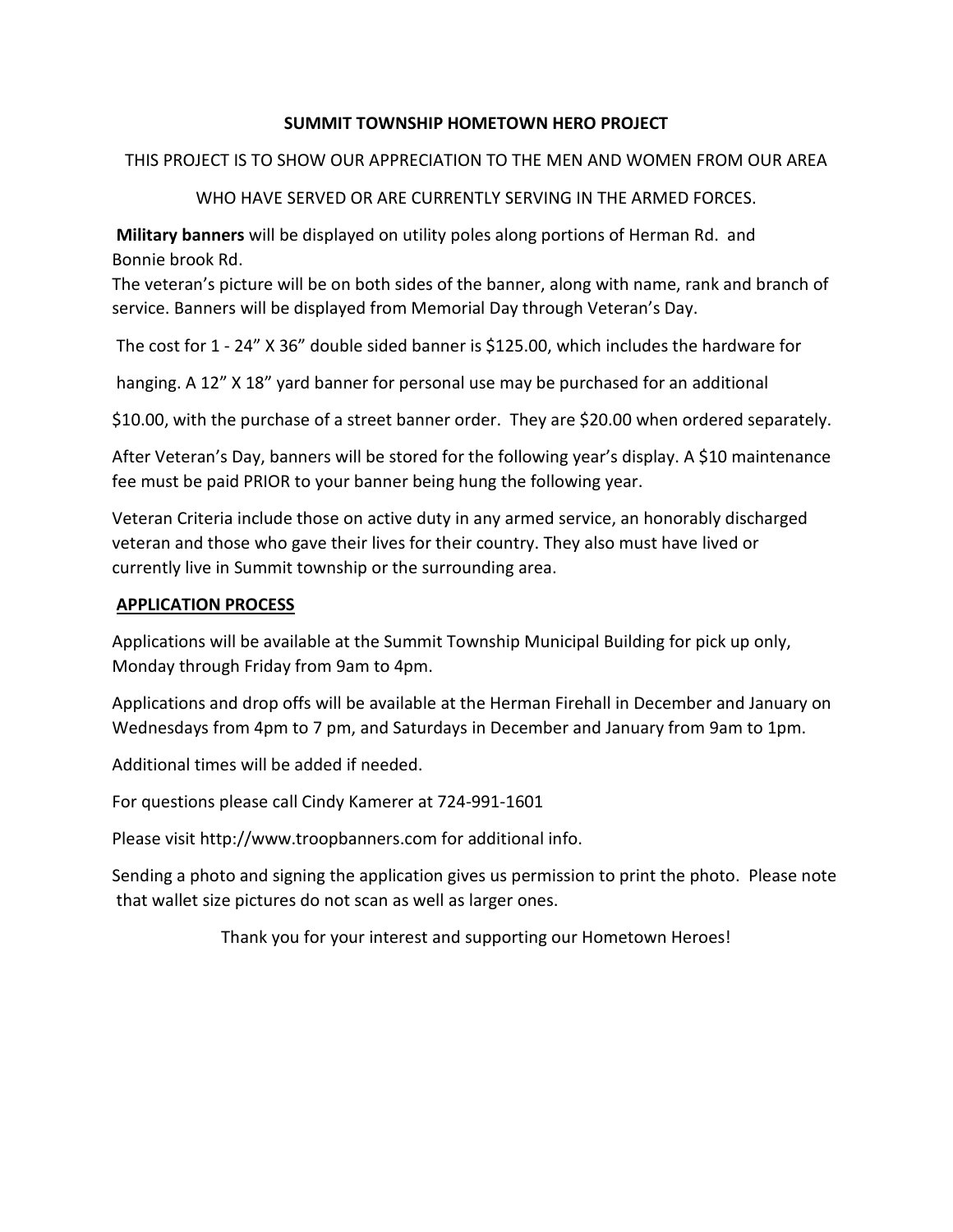# SUMMIT TOWNSHIP HOMETOWN HERO PROJECT

THIS PROJECT IS TO SHOW OUR APPRECIATION TO THE MEN AND WOMEN FROM OUR AREA WHO HAVE SERVED OR ARE CURRENTLY SERVING IN THE ARMED FORCES.

**Military banners** will be displayed on utility poles along portions of Herman Rd. and Bonnie brook Rd.
The veteran's picture will be on both sides of the banner, along with name, rank and branch of service. Banners will be displayed from Memorial Day through Veteran's Day.

The cost for 1 - 24" X 36" double sided banner is $125.00, which includes the hardware for hanging. A 12" X 18" yard banner for personal use may be purchased for an additional $10.00, with the purchase of a street banner order. They are $20.00 when ordered separately.

After Veteran's Day, banners will be stored for the following year's display. A $10 maintenance fee must be paid PRIOR to your banner being hung the following year.

Veteran Criteria include those on active duty in any armed service, an honorably discharged veteran and those who gave their lives for their country. They also must have lived or currently live in Summit township or the surrounding area.

## APPLICATION PROCESS

Applications will be available at the Summit Township Municipal Building for pick up only, Monday through Friday from 9am to 4pm.

Applications and drop offs will be available at the Herman Firehall in December and January on Wednesdays from 4pm to 7 pm, and Saturdays in December and January from 9am to 1pm.

Additional times will be added if needed.

For questions please call Cindy Kamerer at 724-991-1601

Please visit http://www.troopbanners.com for additional info.

Sending a photo and signing the application gives us permission to print the photo. Please note that wallet size pictures do not scan as well as larger ones.

Thank you for your interest and supporting our Hometown Heroes!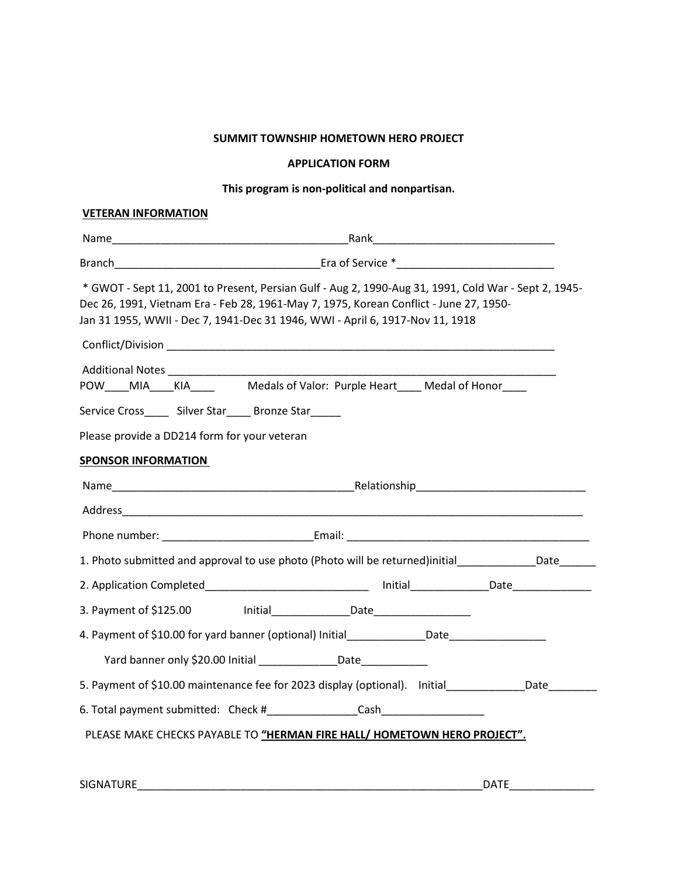**SUMMIT TOWNSHIP HOMETOWN HERO PROJECT**

**APPLICATION FORM**

**This program is non-political and nonpartisan.**

**VETERAN INFORMATION**

Name_______________________________________Rank______________________________

Branch__________________________________Era of Service *__________________________

* GWOT - Sept 11, 2001 to Present, Persian Gulf - Aug 2, 1990-Aug 31, 1991, Cold War - Sept 2, 1945-Dec 26, 1991, Vietnam Era - Feb 28, 1961-May 7, 1975, Korean Conflict - June 27, 1950-Jan 31 1955, WWII - Dec 7, 1941-Dec 31 1946, WWI - April 6, 1917-Nov 11, 1918

Conflict/Division _________________________________________________________________

Additional Notes _________________________________________________________________

POW____MIA____KIA____ Medals of Valor: Purple Heart____ Medal of Honor____

Service Cross____ Silver Star____ Bronze Star_____

Please provide a DD214 form for your veteran

**SPONSOR INFORMATION**

Name________________________________________Relationship____________________________

Address___________________________________________________________________________

Phone number: ________________________Email: ________________________________________

1. Photo submitted and approval to use photo (Photo will be returned)initial_____________Date______

2. Application Completed___________________________ Initial_____________Date_____________

3. Payment of $125.00 Initial_____________Date________________

4. Payment of $10.00 for yard banner (optional) Initial_____________Date________________

   Yard banner only $20.00 Initial _____________Date___________

5. Payment of $10.00 maintenance fee for 2023 display (optional). Initial_____________Date________

6. Total payment submitted: Check #_______________Cash_________________

PLEASE MAKE CHECKS PAYABLE TO **"HERMAN FIRE HALL/ HOMETOWN HERO PROJECT".**

SIGNATURE_________________________________________________________DATE_____________